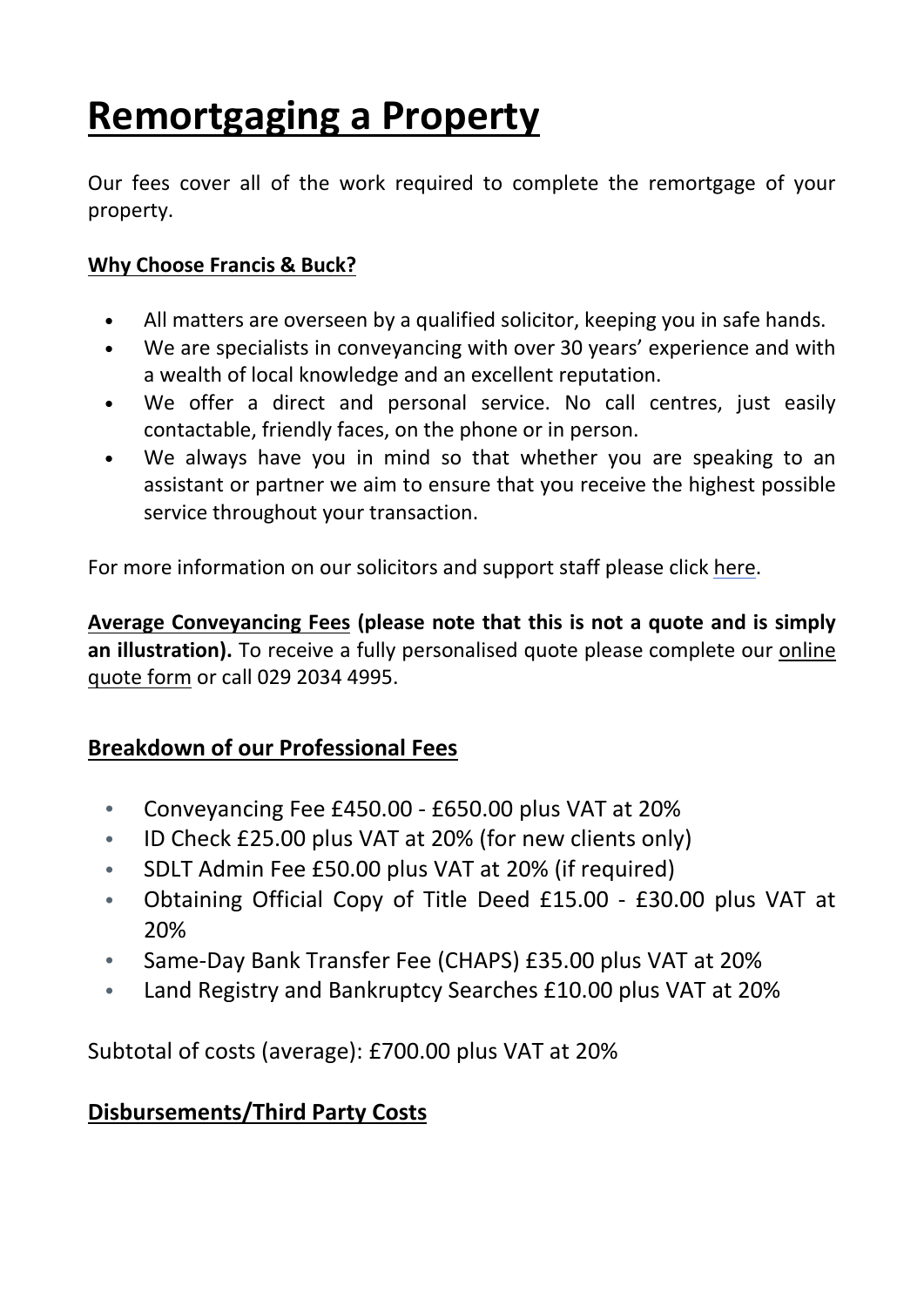# Remortgaging a Property

Our fees cover all of the work required to complete the remortgage of your property.

**Why Choose Francis & Buck?**

- All matters are overseen by a qualified solicitor, keeping you in safe hands.
- We are specialists in conveyancing with over 30 years' experience and with a wealth of local knowledge and an excellent reputation.
- We offer a direct and personal service. No call centres, just easily contactable, friendly faces, on the phone or in person.
- We always have you in mind so that whether you are speaking to an assistant or partner we aim to ensure that you receive the highest possible service throughout your transaction.

For more information on our solicitors and support staff please click here.

**Average Conveyancing Fees (please note that this is not a quote and is simply an illustration).** To receive a fully personalised quote please complete our online quote form or call 029 2034 4995.

## Breakdown of our Professional Fees

- Conveyancing Fee £450.00 - £650.00 plus VAT at 20%
- ID Check £25.00 plus VAT at 20% (for new clients only)
- SDLT Admin Fee £50.00 plus VAT at 20% (if required)
- Obtaining Official Copy of Title Deed £15.00 - £30.00 plus VAT at 20%
- Same-Day Bank Transfer Fee (CHAPS) £35.00 plus VAT at 20%
- Land Registry and Bankruptcy Searches £10.00 plus VAT at 20%

Subtotal of costs (average): £700.00 plus VAT at 20%

## Disbursements/Third Party Costs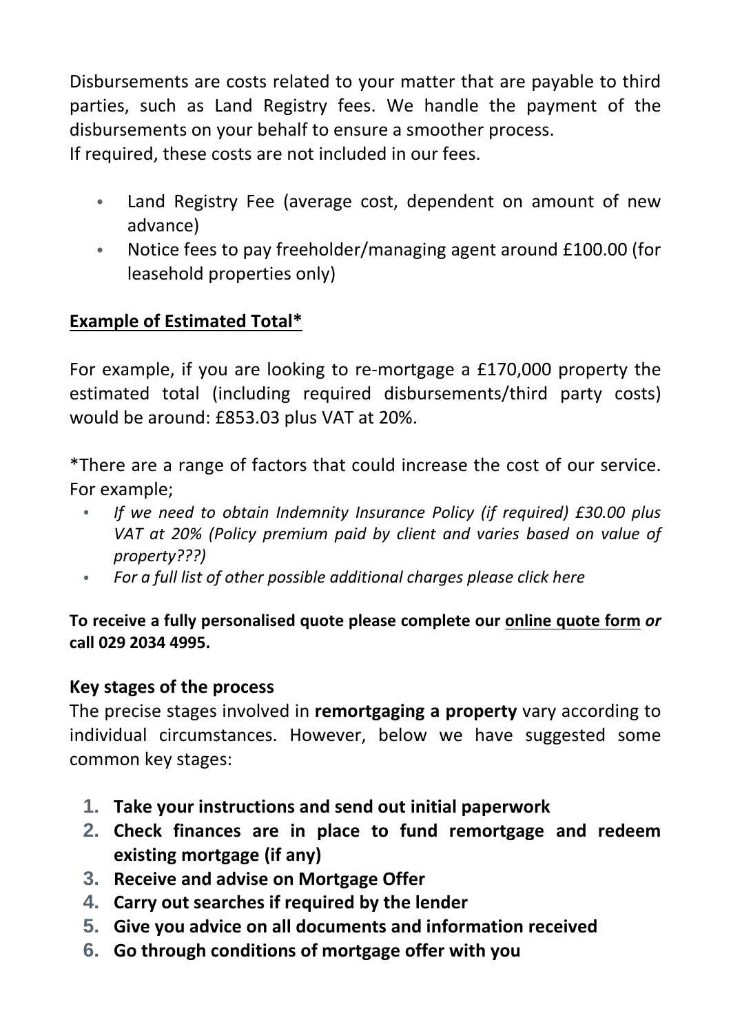Disbursements are costs related to your matter that are payable to third parties, such as Land Registry fees. We handle the payment of the disbursements on your behalf to ensure a smoother process.
If required, these costs are not included in our fees.

- Land Registry Fee (average cost, dependent on amount of new advance)
- Notice fees to pay freeholder/managing agent around £100.00 (for leasehold properties only)

**Example of Estimated Total***

For example, if you are looking to re-mortgage a £170,000 property the estimated total (including required disbursements/third party costs) would be around: £853.03 plus VAT at 20%.

*There are a range of factors that could increase the cost of our service. For example;

- *If we need to obtain Indemnity Insurance Policy (if required) £30.00 plus VAT at 20% (Policy premium paid by client and varies based on value of property???)*
- *For a full list of other possible additional charges please click here*

**To receive a fully personalised quote please complete our online quote form *or* call 029 2034 4995.**

### Key stages of the process

The precise stages involved in **remortgaging a property** vary according to individual circumstances. However, below we have suggested some common key stages:

1. **Take your instructions and send out initial paperwork**
2. **Check finances are in place to fund remortgage and redeem existing mortgage (if any)**
3. **Receive and advise on Mortgage Offer**
4. **Carry out searches if required by the lender**
5. **Give you advice on all documents and information received**
6. **Go through conditions of mortgage offer with you**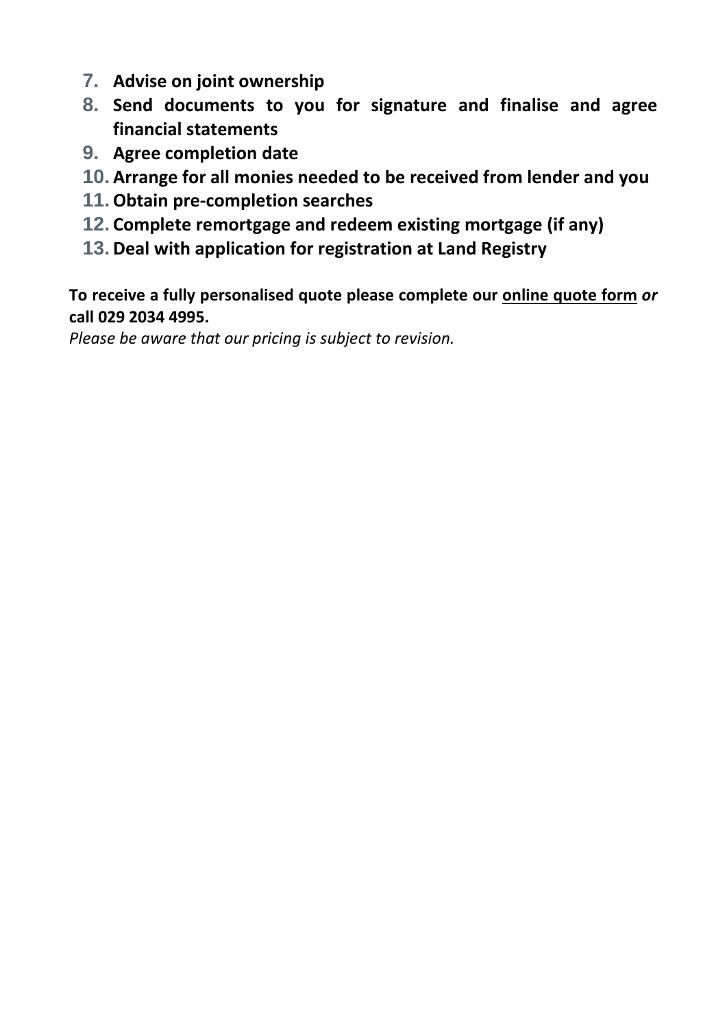7. **Advise on joint ownership**
8. **Send documents to you for signature and finalise and agree financial statements**
9. **Agree completion date**
10. **Arrange for all monies needed to be received from lender and you**
11. **Obtain pre-completion searches**
12. **Complete remortgage and redeem existing mortgage (if any)**
13. **Deal with application for registration at Land Registry**

**To receive a fully personalised quote please complete our <u>online quote form</u> *or* call 029 2034 4995.**

*Please be aware that our pricing is subject to revision.*